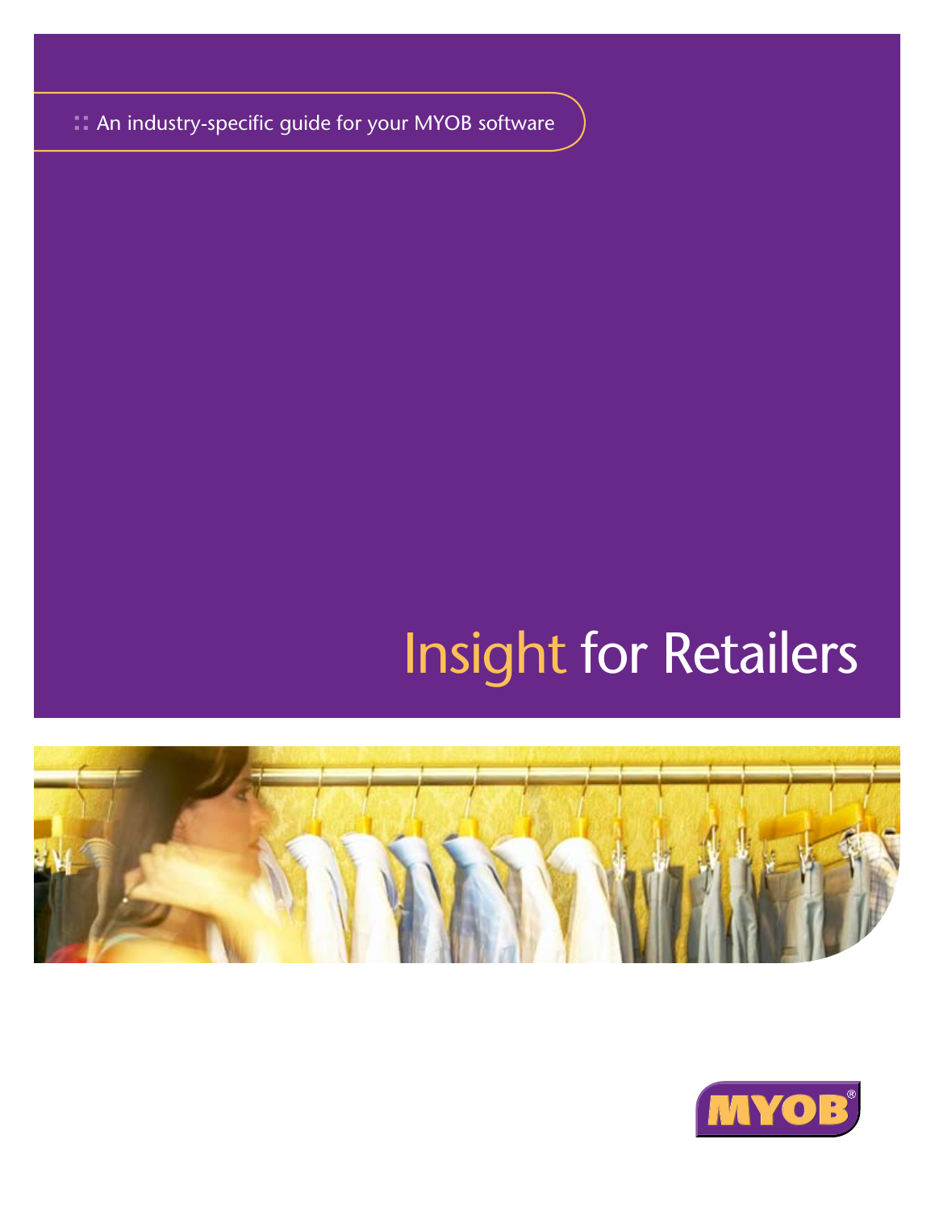:: An industry-specific guide for your MYOB software

# Insight for Retailers

MYOB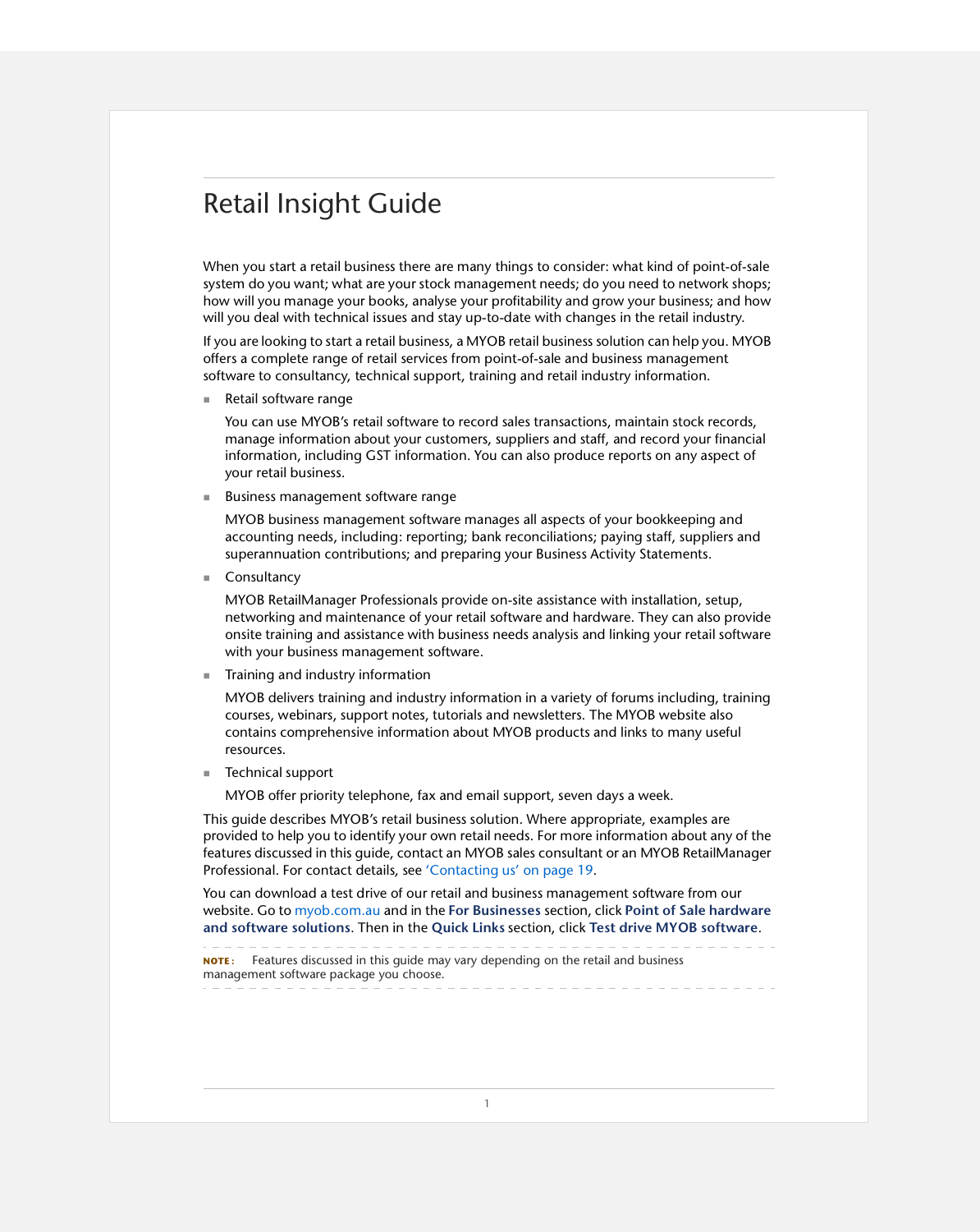# Retail Insight Guide

When you start a retail business there are many things to consider: what kind of point-of-sale system do you want; what are your stock management needs; do you need to network shops; how will you manage your books, analyse your profitability and grow your business; and how will you deal with technical issues and stay up-to-date with changes in the retail industry.

If you are looking to start a retail business, a MYOB retail business solution can help you. MYOB offers a complete range of retail services from point-of-sale and business management software to consultancy, technical support, training and retail industry information.

- Retail software range

  You can use MYOB's retail software to record sales transactions, maintain stock records, manage information about your customers, suppliers and staff, and record your financial information, including GST information. You can also produce reports on any aspect of your retail business.

- Business management software range

  MYOB business management software manages all aspects of your bookkeeping and accounting needs, including: reporting; bank reconciliations; paying staff, suppliers and superannuation contributions; and preparing your Business Activity Statements.

- Consultancy

  MYOB RetailManager Professionals provide on-site assistance with installation, setup, networking and maintenance of your retail software and hardware. They can also provide onsite training and assistance with business needs analysis and linking your retail software with your business management software.

- Training and industry information

  MYOB delivers training and industry information in a variety of forums including, training courses, webinars, support notes, tutorials and newsletters. The MYOB website also contains comprehensive information about MYOB products and links to many useful resources.

- Technical support

  MYOB offer priority telephone, fax and email support, seven days a week.

This guide describes MYOB's retail business solution. Where appropriate, examples are provided to help you to identify your own retail needs. For more information about any of the features discussed in this guide, contact an MYOB sales consultant or an MYOB RetailManager Professional. For contact details, see 'Contacting us' on page 19.

You can download a test drive of our retail and business management software from our website. Go to myob.com.au and in the **For Businesses** section, click **Point of Sale hardware and software solutions**. Then in the **Quick Links** section, click **Test drive MYOB software**.

**NOTE:** Features discussed in this guide may vary depending on the retail and business management software package you choose.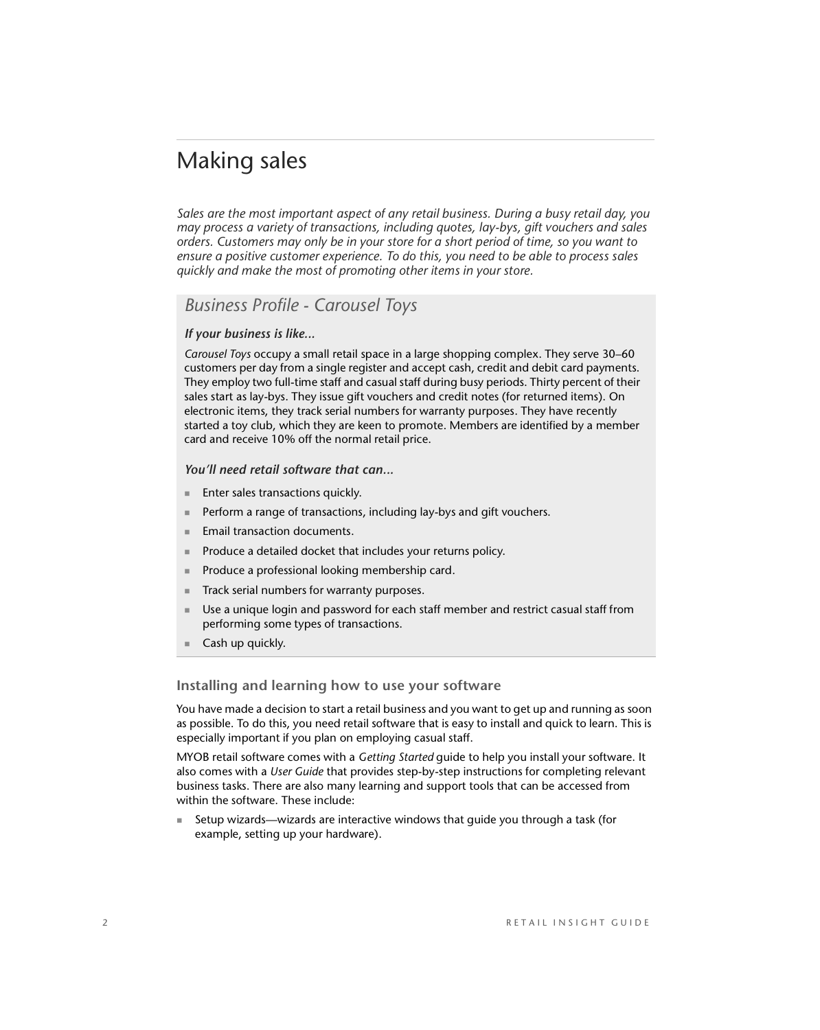# Making sales

*Sales are the most important aspect of any retail business. During a busy retail day, you may process a variety of transactions, including quotes, lay-bys, gift vouchers and sales orders. Customers may only be in your store for a short period of time, so you want to ensure a positive customer experience. To do this, you need to be able to process sales quickly and make the most of promoting other items in your store.*

## *Business Profile - Carousel Toys*

***If your business is like...***

*Carousel Toys* occupy a small retail space in a large shopping complex. They serve 30–60 customers per day from a single register and accept cash, credit and debit card payments. They employ two full-time staff and casual staff during busy periods. Thirty percent of their sales start as lay-bys. They issue gift vouchers and credit notes (for returned items). On electronic items, they track serial numbers for warranty purposes. They have recently started a toy club, which they are keen to promote. Members are identified by a member card and receive 10% off the normal retail price.

***You'll need retail software that can...***

- Enter sales transactions quickly.
- Perform a range of transactions, including lay-bys and gift vouchers.
- Email transaction documents.
- Produce a detailed docket that includes your returns policy.
- Produce a professional looking membership card.
- Track serial numbers for warranty purposes.
- Use a unique login and password for each staff member and restrict casual staff from performing some types of transactions.
- Cash up quickly.

### Installing and learning how to use your software

You have made a decision to start a retail business and you want to get up and running as soon as possible. To do this, you need retail software that is easy to install and quick to learn. This is especially important if you plan on employing casual staff.

MYOB retail software comes with a *Getting Started* guide to help you install your software. It also comes with a *User Guide* that provides step-by-step instructions for completing relevant business tasks. There are also many learning and support tools that can be accessed from within the software. These include:

- Setup wizards—wizards are interactive windows that guide you through a task (for example, setting up your hardware).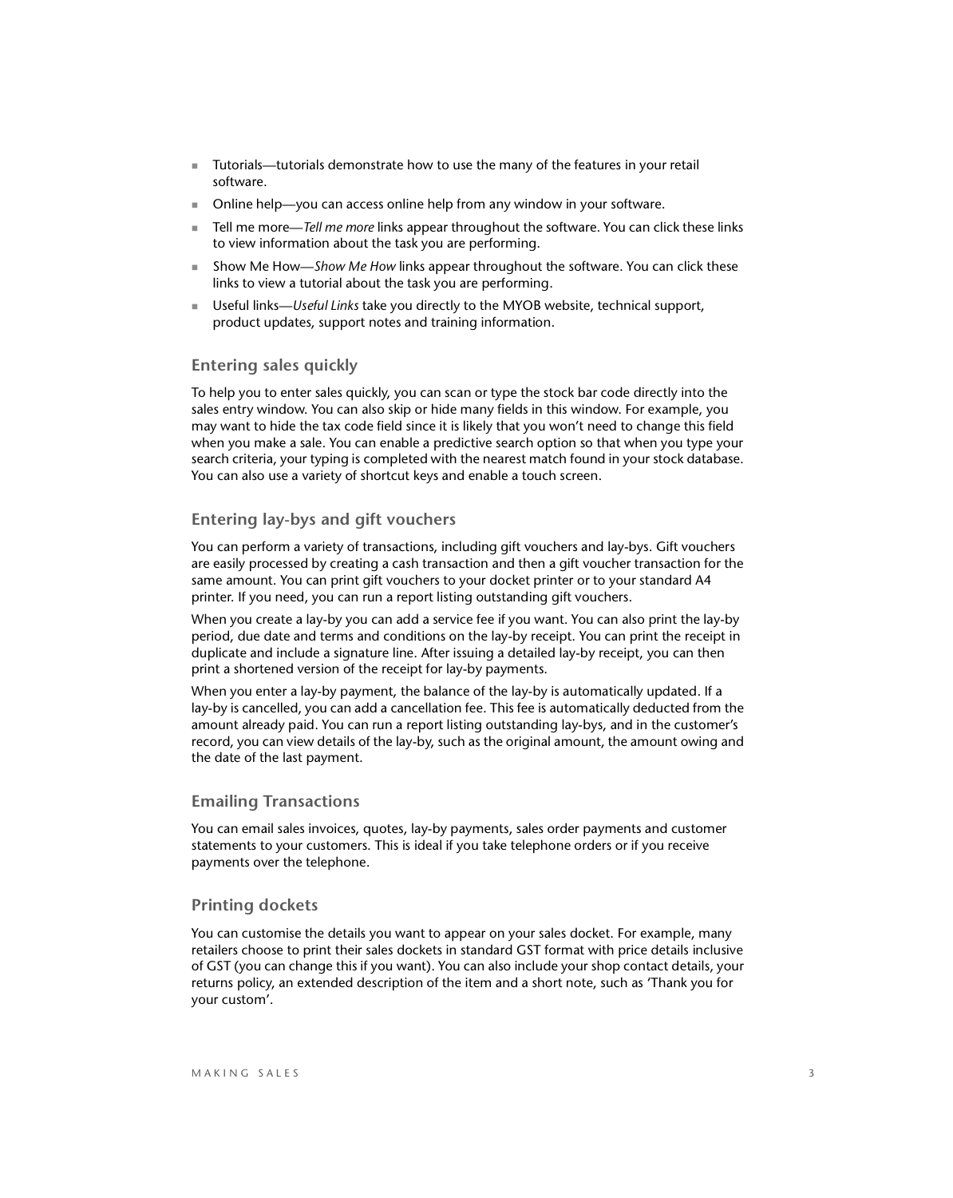- Tutorials—tutorials demonstrate how to use the many of the features in your retail software.
- Online help—you can access online help from any window in your software.
- Tell me more—*Tell me more* links appear throughout the software. You can click these links to view information about the task you are performing.
- Show Me How—*Show Me How* links appear throughout the software. You can click these links to view a tutorial about the task you are performing.
- Useful links—*Useful Links* take you directly to the MYOB website, technical support, product updates, support notes and training information.

### Entering sales quickly

To help you to enter sales quickly, you can scan or type the stock bar code directly into the sales entry window. You can also skip or hide many fields in this window. For example, you may want to hide the tax code field since it is likely that you won't need to change this field when you make a sale. You can enable a predictive search option so that when you type your search criteria, your typing is completed with the nearest match found in your stock database. You can also use a variety of shortcut keys and enable a touch screen.

### Entering lay-bys and gift vouchers

You can perform a variety of transactions, including gift vouchers and lay-bys. Gift vouchers are easily processed by creating a cash transaction and then a gift voucher transaction for the same amount. You can print gift vouchers to your docket printer or to your standard A4 printer. If you need, you can run a report listing outstanding gift vouchers.

When you create a lay-by you can add a service fee if you want. You can also print the lay-by period, due date and terms and conditions on the lay-by receipt. You can print the receipt in duplicate and include a signature line. After issuing a detailed lay-by receipt, you can then print a shortened version of the receipt for lay-by payments.

When you enter a lay-by payment, the balance of the lay-by is automatically updated. If a lay-by is cancelled, you can add a cancellation fee. This fee is automatically deducted from the amount already paid. You can run a report listing outstanding lay-bys, and in the customer's record, you can view details of the lay-by, such as the original amount, the amount owing and the date of the last payment.

### Emailing Transactions

You can email sales invoices, quotes, lay-by payments, sales order payments and customer statements to your customers. This is ideal if you take telephone orders or if you receive payments over the telephone.

### Printing dockets

You can customise the details you want to appear on your sales docket. For example, many retailers choose to print their sales dockets in standard GST format with price details inclusive of GST (you can change this if you want). You can also include your shop contact details, your returns policy, an extended description of the item and a short note, such as 'Thank you for your custom'.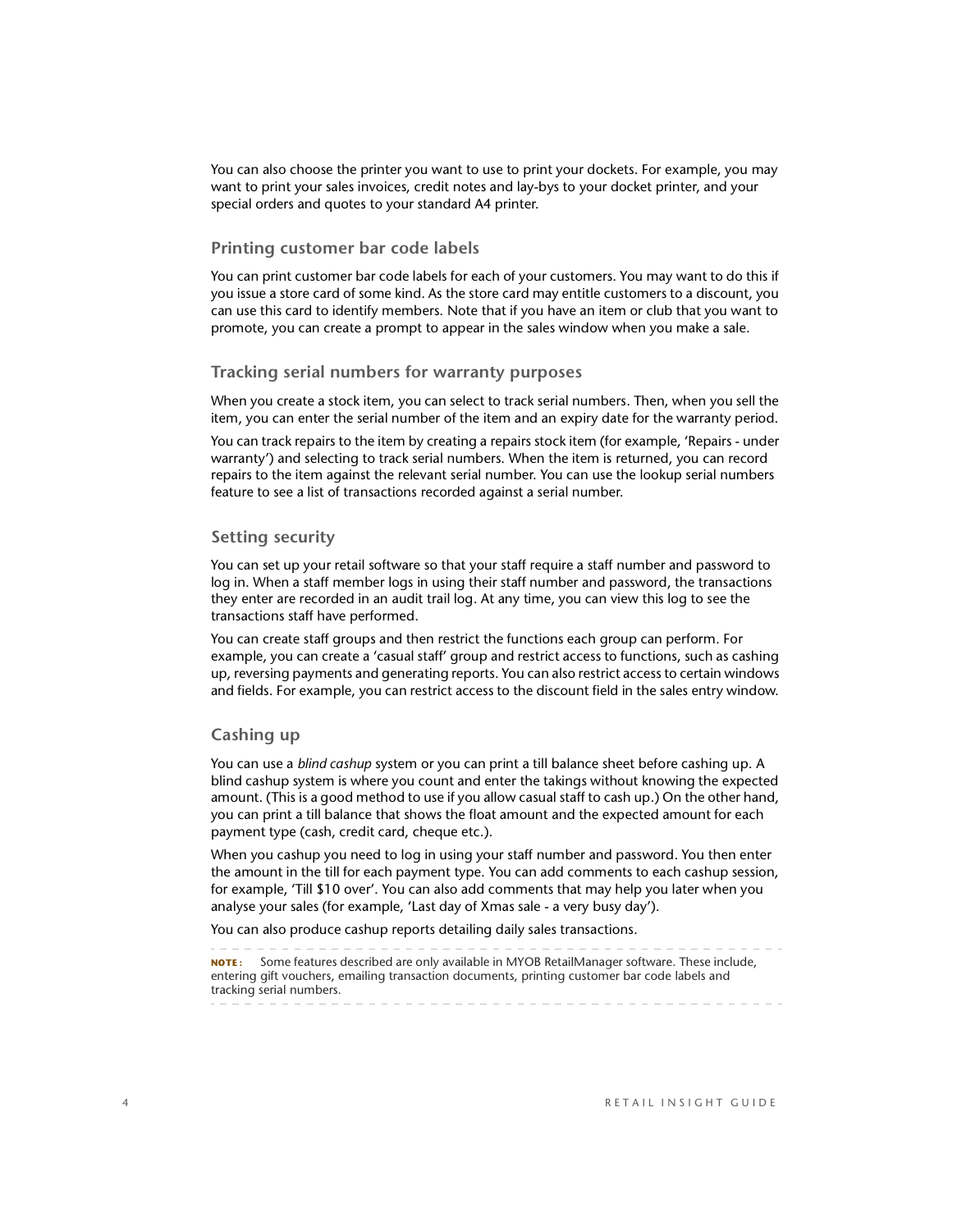You can also choose the printer you want to use to print your dockets. For example, you may want to print your sales invoices, credit notes and lay-bys to your docket printer, and your special orders and quotes to your standard A4 printer.

### Printing customer bar code labels

You can print customer bar code labels for each of your customers. You may want to do this if you issue a store card of some kind. As the store card may entitle customers to a discount, you can use this card to identify members. Note that if you have an item or club that you want to promote, you can create a prompt to appear in the sales window when you make a sale.

### Tracking serial numbers for warranty purposes

When you create a stock item, you can select to track serial numbers. Then, when you sell the item, you can enter the serial number of the item and an expiry date for the warranty period.

You can track repairs to the item by creating a repairs stock item (for example, 'Repairs - under warranty') and selecting to track serial numbers. When the item is returned, you can record repairs to the item against the relevant serial number. You can use the lookup serial numbers feature to see a list of transactions recorded against a serial number.

### Setting security

You can set up your retail software so that your staff require a staff number and password to log in. When a staff member logs in using their staff number and password, the transactions they enter are recorded in an audit trail log. At any time, you can view this log to see the transactions staff have performed.

You can create staff groups and then restrict the functions each group can perform. For example, you can create a 'casual staff' group and restrict access to functions, such as cashing up, reversing payments and generating reports. You can also restrict access to certain windows and fields. For example, you can restrict access to the discount field in the sales entry window.

### Cashing up

You can use a *blind cashup* system or you can print a till balance sheet before cashing up. A blind cashup system is where you count and enter the takings without knowing the expected amount. (This is a good method to use if you allow casual staff to cash up.) On the other hand, you can print a till balance that shows the float amount and the expected amount for each payment type (cash, credit card, cheque etc.).

When you cashup you need to log in using your staff number and password. You then enter the amount in the till for each payment type. You can add comments to each cashup session, for example, 'Till $10 over'. You can also add comments that may help you later when you analyse your sales (for example, 'Last day of Xmas sale - a very busy day').

You can also produce cashup reports detailing daily sales transactions.

**NOTE:** Some features described are only available in MYOB RetailManager software. These include, entering gift vouchers, emailing transaction documents, printing customer bar code labels and tracking serial numbers.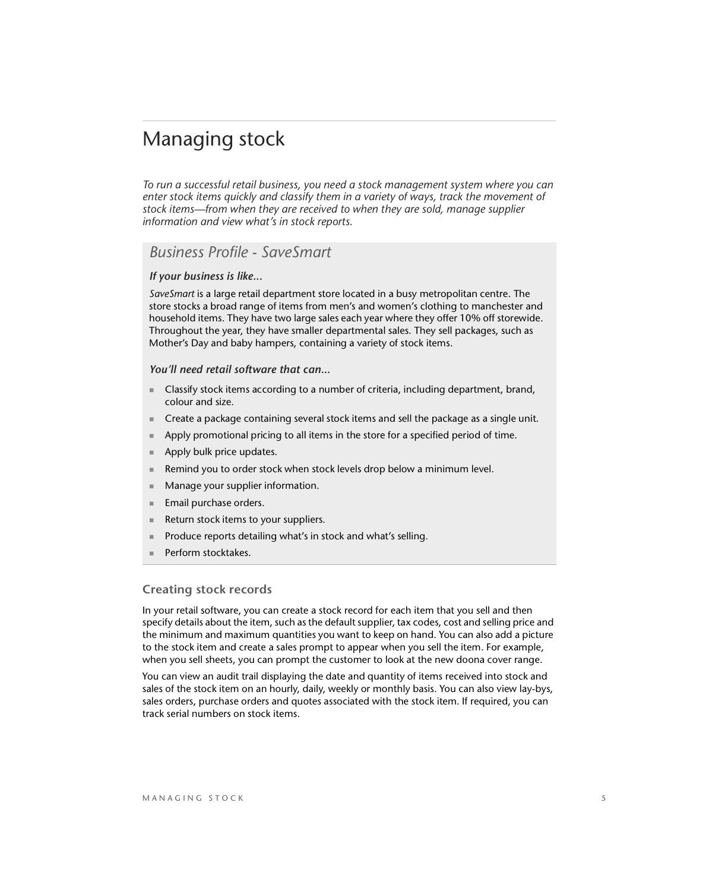# Managing stock

*To run a successful retail business, you need a stock management system where you can enter stock items quickly and classify them in a variety of ways, track the movement of stock items—from when they are received to when they are sold, manage supplier information and view what's in stock reports.*

## *Business Profile - SaveSmart*

***If your business is like...***

*SaveSmart* is a large retail department store located in a busy metropolitan centre. The store stocks a broad range of items from men's and women's clothing to manchester and household items. They have two large sales each year where they offer 10% off storewide. Throughout the year, they have smaller departmental sales. They sell packages, such as Mother's Day and baby hampers, containing a variety of stock items.

***You'll need retail software that can...***

- Classify stock items according to a number of criteria, including department, brand, colour and size.
- Create a package containing several stock items and sell the package as a single unit.
- Apply promotional pricing to all items in the store for a specified period of time.
- Apply bulk price updates.
- Remind you to order stock when stock levels drop below a minimum level.
- Manage your supplier information.
- Email purchase orders.
- Return stock items to your suppliers.
- Produce reports detailing what's in stock and what's selling.
- Perform stocktakes.

### Creating stock records

In your retail software, you can create a stock record for each item that you sell and then specify details about the item, such as the default supplier, tax codes, cost and selling price and the minimum and maximum quantities you want to keep on hand. You can also add a picture to the stock item and create a sales prompt to appear when you sell the item. For example, when you sell sheets, you can prompt the customer to look at the new doona cover range.

You can view an audit trail displaying the date and quantity of items received into stock and sales of the stock item on an hourly, daily, weekly or monthly basis. You can also view lay-bys, sales orders, purchase orders and quotes associated with the stock item. If required, you can track serial numbers on stock items.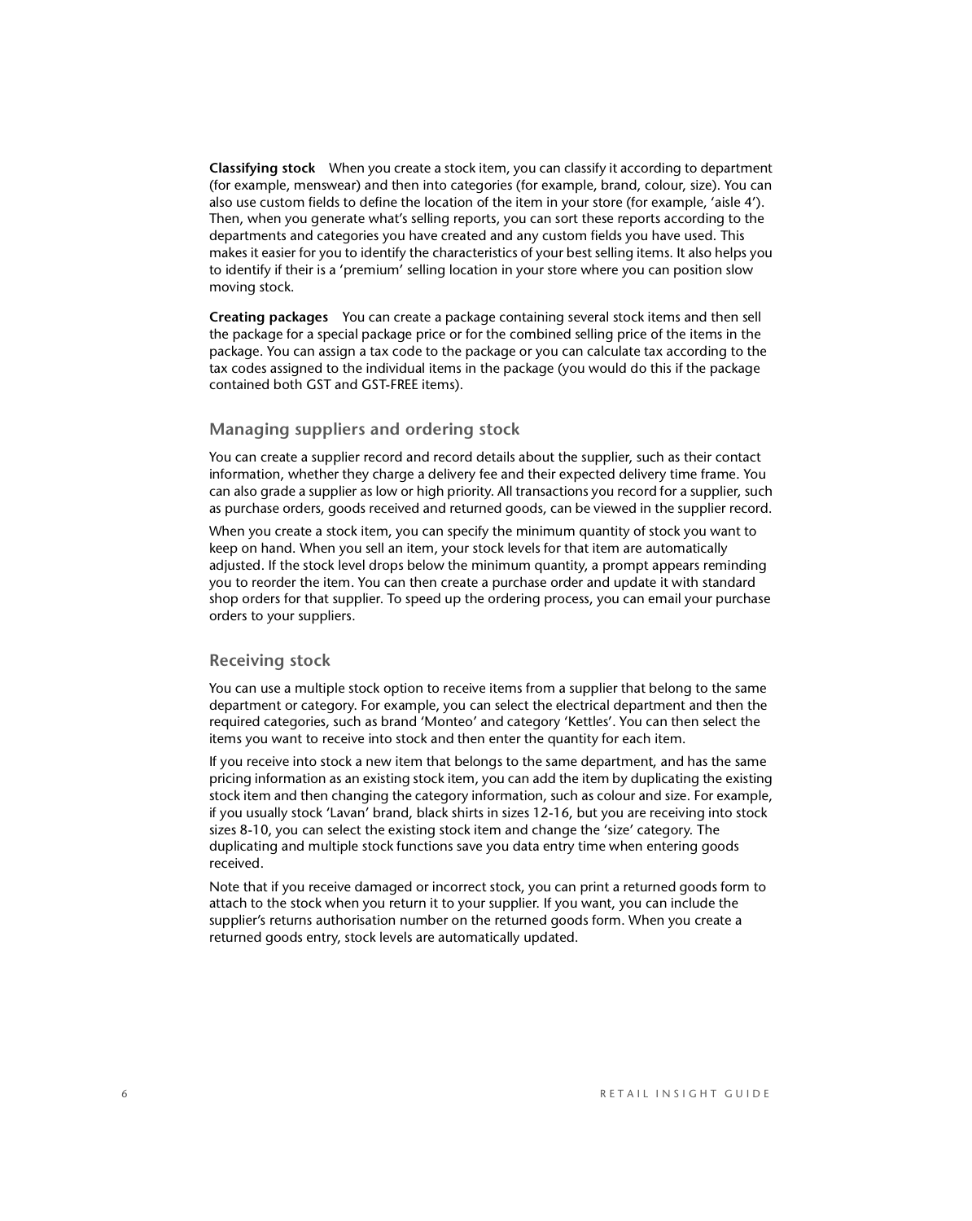**Classifying stock** When you create a stock item, you can classify it according to department (for example, menswear) and then into categories (for example, brand, colour, size). You can also use custom fields to define the location of the item in your store (for example, 'aisle 4'). Then, when you generate what's selling reports, you can sort these reports according to the departments and categories you have created and any custom fields you have used. This makes it easier for you to identify the characteristics of your best selling items. It also helps you to identify if their is a 'premium' selling location in your store where you can position slow moving stock.

**Creating packages** You can create a package containing several stock items and then sell the package for a special package price or for the combined selling price of the items in the package. You can assign a tax code to the package or you can calculate tax according to the tax codes assigned to the individual items in the package (you would do this if the package contained both GST and GST-FREE items).

## Managing suppliers and ordering stock

You can create a supplier record and record details about the supplier, such as their contact information, whether they charge a delivery fee and their expected delivery time frame. You can also grade a supplier as low or high priority. All transactions you record for a supplier, such as purchase orders, goods received and returned goods, can be viewed in the supplier record.

When you create a stock item, you can specify the minimum quantity of stock you want to keep on hand. When you sell an item, your stock levels for that item are automatically adjusted. If the stock level drops below the minimum quantity, a prompt appears reminding you to reorder the item. You can then create a purchase order and update it with standard shop orders for that supplier. To speed up the ordering process, you can email your purchase orders to your suppliers.

## Receiving stock

You can use a multiple stock option to receive items from a supplier that belong to the same department or category. For example, you can select the electrical department and then the required categories, such as brand 'Monteo' and category 'Kettles'. You can then select the items you want to receive into stock and then enter the quantity for each item.

If you receive into stock a new item that belongs to the same department, and has the same pricing information as an existing stock item, you can add the item by duplicating the existing stock item and then changing the category information, such as colour and size. For example, if you usually stock 'Lavan' brand, black shirts in sizes 12-16, but you are receiving into stock sizes 8-10, you can select the existing stock item and change the 'size' category. The duplicating and multiple stock functions save you data entry time when entering goods received.

Note that if you receive damaged or incorrect stock, you can print a returned goods form to attach to the stock when you return it to your supplier. If you want, you can include the supplier's returns authorisation number on the returned goods form. When you create a returned goods entry, stock levels are automatically updated.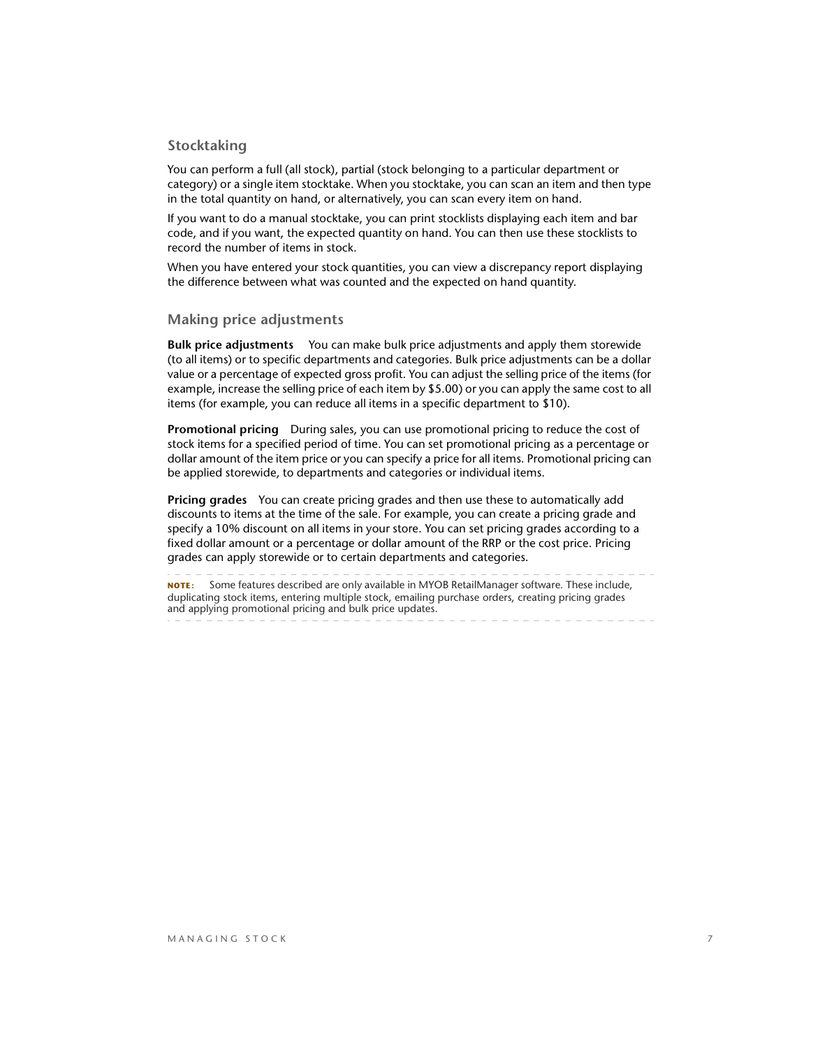### Stocktaking

You can perform a full (all stock), partial (stock belonging to a particular department or category) or a single item stocktake. When you stocktake, you can scan an item and then type in the total quantity on hand, or alternatively, you can scan every item on hand.

If you want to do a manual stocktake, you can print stocklists displaying each item and bar code, and if you want, the expected quantity on hand. You can then use these stocklists to record the number of items in stock.

When you have entered your stock quantities, you can view a discrepancy report displaying the difference between what was counted and the expected on hand quantity.

### Making price adjustments

**Bulk price adjustments** You can make bulk price adjustments and apply them storewide (to all items) or to specific departments and categories. Bulk price adjustments can be a dollar value or a percentage of expected gross profit. You can adjust the selling price of the items (for example, increase the selling price of each item by $5.00) or you can apply the same cost to all items (for example, you can reduce all items in a specific department to $10).

**Promotional pricing** During sales, you can use promotional pricing to reduce the cost of stock items for a specified period of time. You can set promotional pricing as a percentage or dollar amount of the item price or you can specify a price for all items. Promotional pricing can be applied storewide, to departments and categories or individual items.

**Pricing grades** You can create pricing grades and then use these to automatically add discounts to items at the time of the sale. For example, you can create a pricing grade and specify a 10% discount on all items in your store. You can set pricing grades according to a fixed dollar amount or a percentage or dollar amount of the RRP or the cost price. Pricing grades can apply storewide or to certain departments and categories.

**NOTE:** Some features described are only available in MYOB RetailManager software. These include, duplicating stock items, entering multiple stock, emailing purchase orders, creating pricing grades and applying promotional pricing and bulk price updates.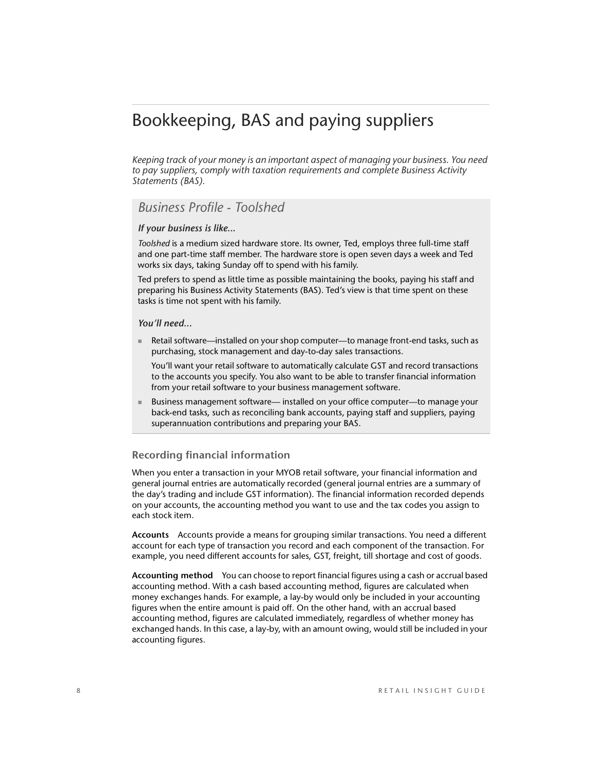# Bookkeeping, BAS and paying suppliers

*Keeping track of your money is an important aspect of managing your business. You need to pay suppliers, comply with taxation requirements and complete Business Activity Statements (BAS).*

## *Business Profile - Toolshed*

***If your business is like...***

*Toolshed* is a medium sized hardware store. Its owner, Ted, employs three full-time staff and one part-time staff member. The hardware store is open seven days a week and Ted works six days, taking Sunday off to spend with his family.

Ted prefers to spend as little time as possible maintaining the books, paying his staff and preparing his Business Activity Statements (BAS). Ted's view is that time spent on these tasks is time not spent with his family.

***You'll need...***

- Retail software—installed on your shop computer—to manage front-end tasks, such as purchasing, stock management and day-to-day sales transactions.

  You'll want your retail software to automatically calculate GST and record transactions to the accounts you specify. You also want to be able to transfer financial information from your retail software to your business management software.

- Business management software— installed on your office computer—to manage your back-end tasks, such as reconciling bank accounts, paying staff and suppliers, paying superannuation contributions and preparing your BAS.

### Recording financial information

When you enter a transaction in your MYOB retail software, your financial information and general journal entries are automatically recorded (general journal entries are a summary of the day's trading and include GST information). The financial information recorded depends on your accounts, the accounting method you want to use and the tax codes you assign to each stock item.

**Accounts** Accounts provide a means for grouping similar transactions. You need a different account for each type of transaction you record and each component of the transaction. For example, you need different accounts for sales, GST, freight, till shortage and cost of goods.

**Accounting method** You can choose to report financial figures using a cash or accrual based accounting method. With a cash based accounting method, figures are calculated when money exchanges hands. For example, a lay-by would only be included in your accounting figures when the entire amount is paid off. On the other hand, with an accrual based accounting method, figures are calculated immediately, regardless of whether money has exchanged hands. In this case, a lay-by, with an amount owing, would still be included in your accounting figures.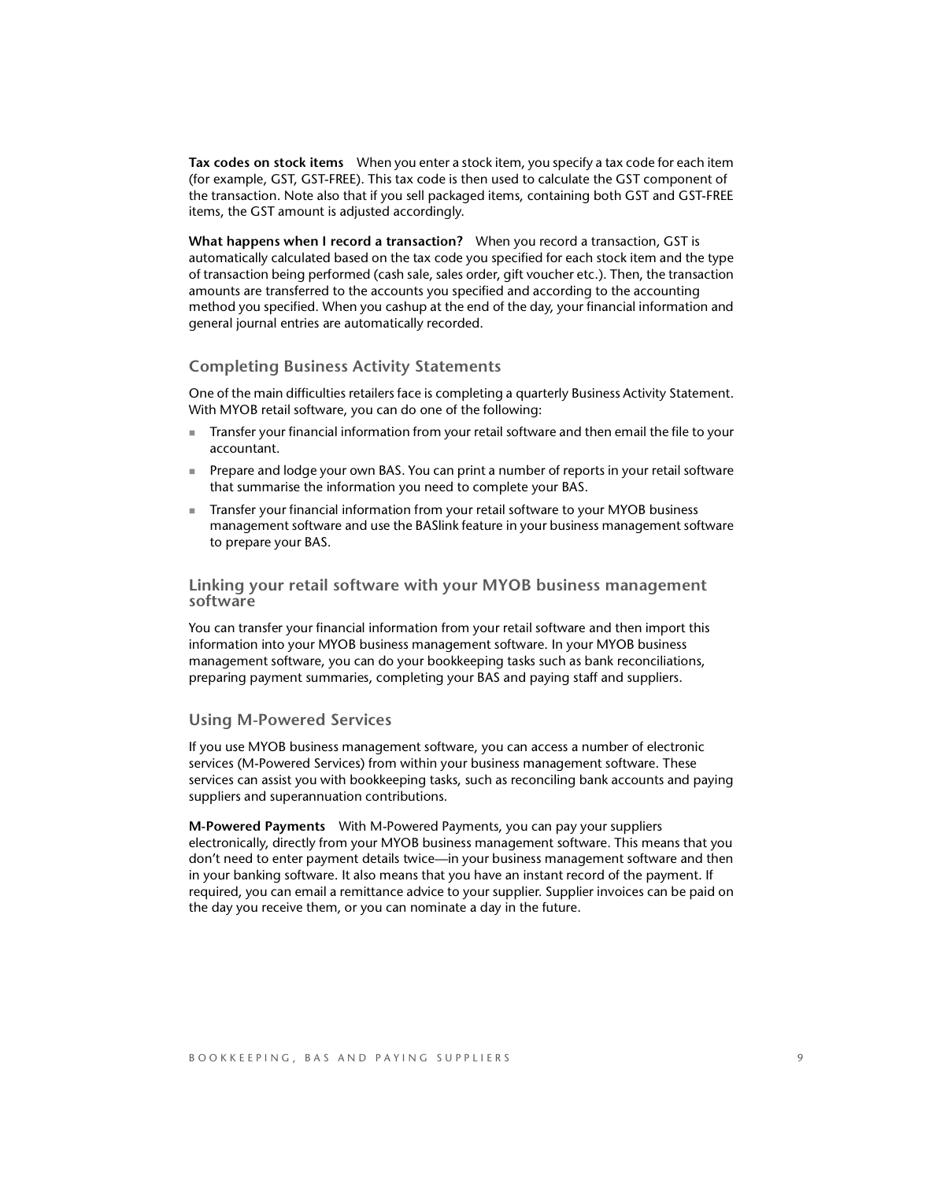**Tax codes on stock items** When you enter a stock item, you specify a tax code for each item (for example, GST, GST-FREE). This tax code is then used to calculate the GST component of the transaction. Note also that if you sell packaged items, containing both GST and GST-FREE items, the GST amount is adjusted accordingly.

**What happens when I record a transaction?** When you record a transaction, GST is automatically calculated based on the tax code you specified for each stock item and the type of transaction being performed (cash sale, sales order, gift voucher etc.). Then, the transaction amounts are transferred to the accounts you specified and according to the accounting method you specified. When you cashup at the end of the day, your financial information and general journal entries are automatically recorded.

## Completing Business Activity Statements

One of the main difficulties retailers face is completing a quarterly Business Activity Statement. With MYOB retail software, you can do one of the following:

- Transfer your financial information from your retail software and then email the file to your accountant.
- Prepare and lodge your own BAS. You can print a number of reports in your retail software that summarise the information you need to complete your BAS.
- Transfer your financial information from your retail software to your MYOB business management software and use the BASlink feature in your business management software to prepare your BAS.

## Linking your retail software with your MYOB business management software

You can transfer your financial information from your retail software and then import this information into your MYOB business management software. In your MYOB business management software, you can do your bookkeeping tasks such as bank reconciliations, preparing payment summaries, completing your BAS and paying staff and suppliers.

## Using M-Powered Services

If you use MYOB business management software, you can access a number of electronic services (M-Powered Services) from within your business management software. These services can assist you with bookkeeping tasks, such as reconciling bank accounts and paying suppliers and superannuation contributions.

**M-Powered Payments** With M-Powered Payments, you can pay your suppliers electronically, directly from your MYOB business management software. This means that you don't need to enter payment details twice—in your business management software and then in your banking software. It also means that you have an instant record of the payment. If required, you can email a remittance advice to your supplier. Supplier invoices can be paid on the day you receive them, or you can nominate a day in the future.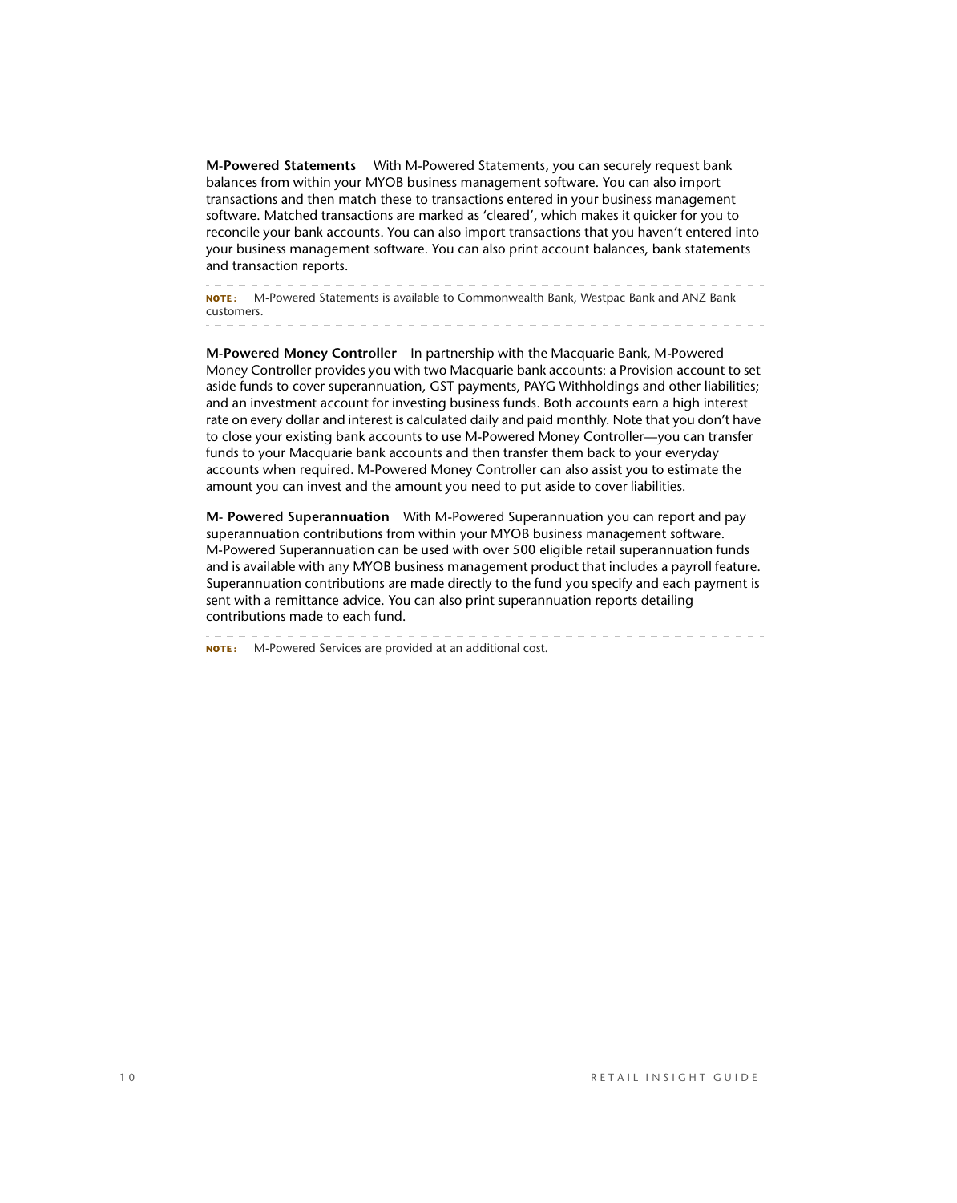**M-Powered Statements** With M-Powered Statements, you can securely request bank balances from within your MYOB business management software. You can also import transactions and then match these to transactions entered in your business management software. Matched transactions are marked as 'cleared', which makes it quicker for you to reconcile your bank accounts. You can also import transactions that you haven't entered into your business management software. You can also print account balances, bank statements and transaction reports.

---

**NOTE:** M-Powered Statements is available to Commonwealth Bank, Westpac Bank and ANZ Bank customers.

---

**M-Powered Money Controller** In partnership with the Macquarie Bank, M-Powered Money Controller provides you with two Macquarie bank accounts: a Provision account to set aside funds to cover superannuation, GST payments, PAYG Withholdings and other liabilities; and an investment account for investing business funds. Both accounts earn a high interest rate on every dollar and interest is calculated daily and paid monthly. Note that you don't have to close your existing bank accounts to use M-Powered Money Controller—you can transfer funds to your Macquarie bank accounts and then transfer them back to your everyday accounts when required. M-Powered Money Controller can also assist you to estimate the amount you can invest and the amount you need to put aside to cover liabilities.

**M- Powered Superannuation** With M-Powered Superannuation you can report and pay superannuation contributions from within your MYOB business management software. M-Powered Superannuation can be used with over 500 eligible retail superannuation funds and is available with any MYOB business management product that includes a payroll feature. Superannuation contributions are made directly to the fund you specify and each payment is sent with a remittance advice. You can also print superannuation reports detailing contributions made to each fund.

---

**NOTE:** M-Powered Services are provided at an additional cost.

---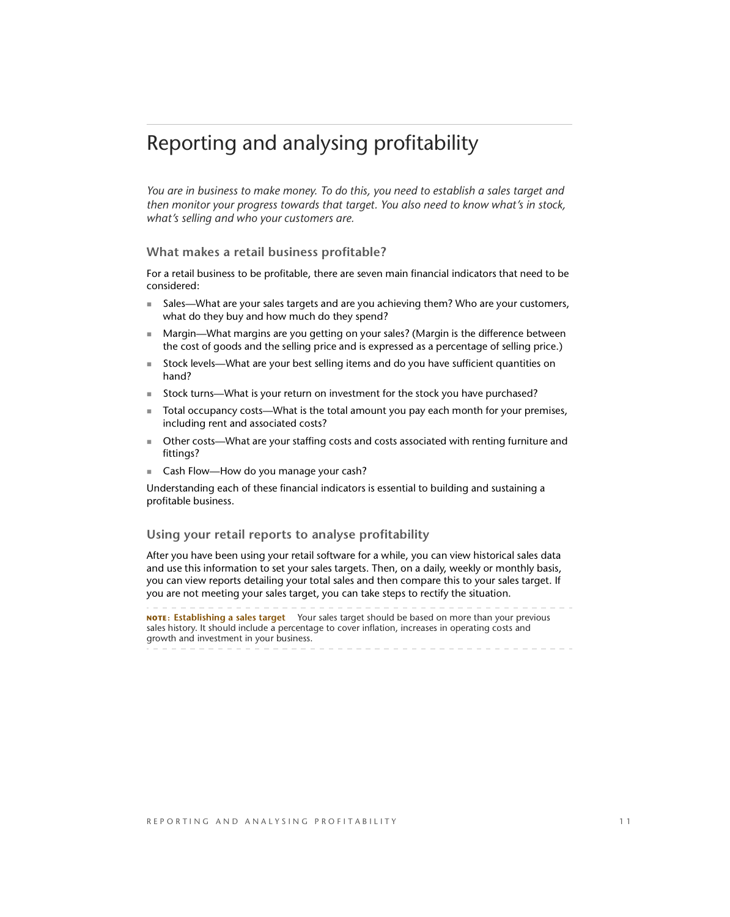# Reporting and analysing profitability

*You are in business to make money. To do this, you need to establish a sales target and then monitor your progress towards that target. You also need to know what's in stock, what's selling and who your customers are.*

## What makes a retail business profitable?

For a retail business to be profitable, there are seven main financial indicators that need to be considered:

- Sales—What are your sales targets and are you achieving them? Who are your customers, what do they buy and how much do they spend?
- Margin—What margins are you getting on your sales? (Margin is the difference between the cost of goods and the selling price and is expressed as a percentage of selling price.)
- Stock levels—What are your best selling items and do you have sufficient quantities on hand?
- Stock turns—What is your return on investment for the stock you have purchased?
- Total occupancy costs—What is the total amount you pay each month for your premises, including rent and associated costs?
- Other costs—What are your staffing costs and costs associated with renting furniture and fittings?
- Cash Flow—How do you manage your cash?

Understanding each of these financial indicators is essential to building and sustaining a profitable business.

## Using your retail reports to analyse profitability

After you have been using your retail software for a while, you can view historical sales data and use this information to set your sales targets. Then, on a daily, weekly or monthly basis, you can view reports detailing your total sales and then compare this to your sales target. If you are not meeting your sales target, you can take steps to rectify the situation.

**NOTE: Establishing a sales target** Your sales target should be based on more than your previous sales history. It should include a percentage to cover inflation, increases in operating costs and growth and investment in your business.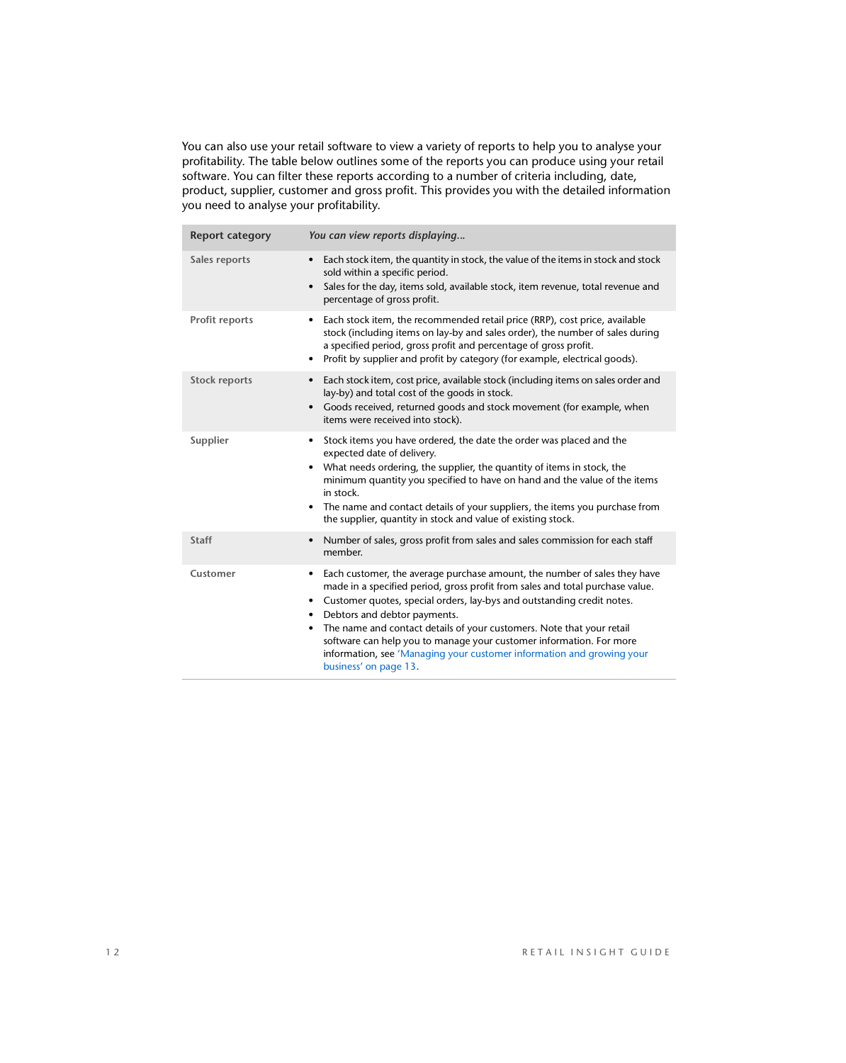You can also use your retail software to view a variety of reports to help you to analyse your profitability. The table below outlines some of the reports you can produce using your retail software. You can filter these reports according to a number of criteria including, date, product, supplier, customer and gross profit. This provides you with the detailed information you need to analyse your profitability.

| Report category | *You can view reports displaying...* |
|---|---|
| Sales reports | • Each stock item, the quantity in stock, the value of the items in stock and stock sold within a specific period.<br>• Sales for the day, items sold, available stock, item revenue, total revenue and percentage of gross profit. |
| Profit reports | • Each stock item, the recommended retail price (RRP), cost price, available stock (including items on lay-by and sales order), the number of sales during a specified period, gross profit and percentage of gross profit.<br>• Profit by supplier and profit by category (for example, electrical goods). |
| Stock reports | • Each stock item, cost price, available stock (including items on sales order and lay-by) and total cost of the goods in stock.<br>• Goods received, returned goods and stock movement (for example, when items were received into stock). |
| Supplier | • Stock items you have ordered, the date the order was placed and the expected date of delivery.<br>• What needs ordering, the supplier, the quantity of items in stock, the minimum quantity you specified to have on hand and the value of the items in stock.<br>• The name and contact details of your suppliers, the items you purchase from the supplier, quantity in stock and value of existing stock. |
| Staff | • Number of sales, gross profit from sales and sales commission for each staff member. |
| Customer | • Each customer, the average purchase amount, the number of sales they have made in a specified period, gross profit from sales and total purchase value.<br>• Customer quotes, special orders, lay-bys and outstanding credit notes.<br>• Debtors and debtor payments.<br>• The name and contact details of your customers. Note that your retail software can help you to manage your customer information. For more information, see 'Managing your customer information and growing your business' on page 13. |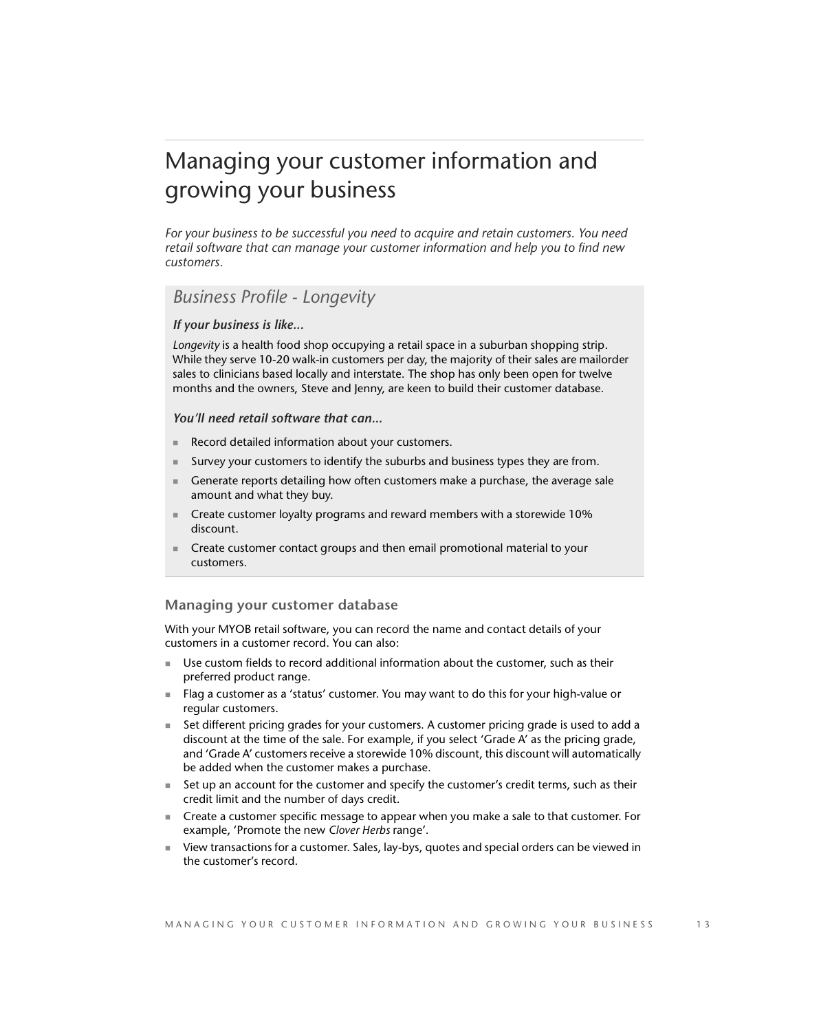# Managing your customer information and growing your business

*For your business to be successful you need to acquire and retain customers. You need retail software that can manage your customer information and help you to find new customers.*

## *Business Profile - Longevity*

***If your business is like...***

*Longevity* is a health food shop occupying a retail space in a suburban shopping strip. While they serve 10-20 walk-in customers per day, the majority of their sales are mailorder sales to clinicians based locally and interstate. The shop has only been open for twelve months and the owners, Steve and Jenny, are keen to build their customer database.

***You'll need retail software that can...***

- Record detailed information about your customers.
- Survey your customers to identify the suburbs and business types they are from.
- Generate reports detailing how often customers make a purchase, the average sale amount and what they buy.
- Create customer loyalty programs and reward members with a storewide 10% discount.
- Create customer contact groups and then email promotional material to your customers.

### Managing your customer database

With your MYOB retail software, you can record the name and contact details of your customers in a customer record. You can also:

- Use custom fields to record additional information about the customer, such as their preferred product range.
- Flag a customer as a 'status' customer. You may want to do this for your high-value or regular customers.
- Set different pricing grades for your customers. A customer pricing grade is used to add a discount at the time of the sale. For example, if you select 'Grade A' as the pricing grade, and 'Grade A' customers receive a storewide 10% discount, this discount will automatically be added when the customer makes a purchase.
- Set up an account for the customer and specify the customer's credit terms, such as their credit limit and the number of days credit.
- Create a customer specific message to appear when you make a sale to that customer. For example, 'Promote the new *Clover Herbs* range'.
- View transactions for a customer. Sales, lay-bys, quotes and special orders can be viewed in the customer's record.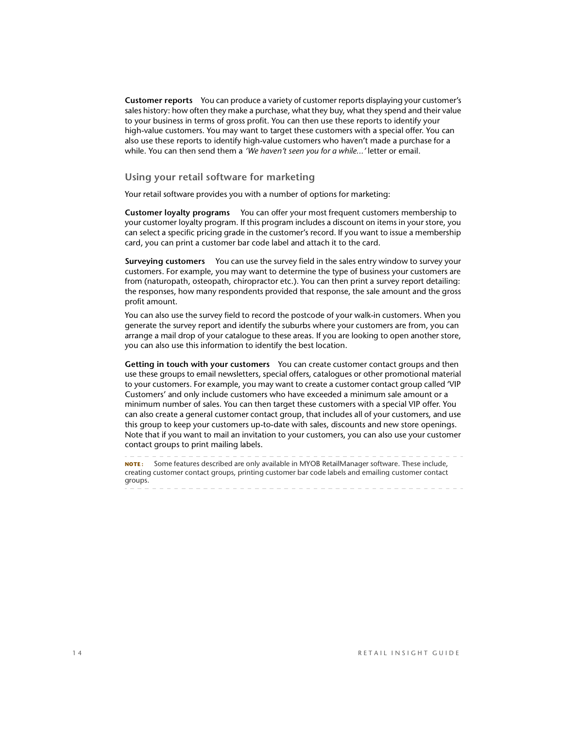**Customer reports** You can produce a variety of customer reports displaying your customer's sales history: how often they make a purchase, what they buy, what they spend and their value to your business in terms of gross profit. You can then use these reports to identify your high-value customers. You may want to target these customers with a special offer. You can also use these reports to identify high-value customers who haven't made a purchase for a while. You can then send them a *'We haven't seen you for a while...'* letter or email.

### Using your retail software for marketing

Your retail software provides you with a number of options for marketing:

**Customer loyalty programs** You can offer your most frequent customers membership to your customer loyalty program. If this program includes a discount on items in your store, you can select a specific pricing grade in the customer's record. If you want to issue a membership card, you can print a customer bar code label and attach it to the card.

**Surveying customers** You can use the survey field in the sales entry window to survey your customers. For example, you may want to determine the type of business your customers are from (naturopath, osteopath, chiropractor etc.). You can then print a survey report detailing: the responses, how many respondents provided that response, the sale amount and the gross profit amount.

You can also use the survey field to record the postcode of your walk-in customers. When you generate the survey report and identify the suburbs where your customers are from, you can arrange a mail drop of your catalogue to these areas. If you are looking to open another store, you can also use this information to identify the best location.

**Getting in touch with your customers** You can create customer contact groups and then use these groups to email newsletters, special offers, catalogues or other promotional material to your customers. For example, you may want to create a customer contact group called 'VIP Customers' and only include customers who have exceeded a minimum sale amount or a minimum number of sales. You can then target these customers with a special VIP offer. You can also create a general customer contact group, that includes all of your customers, and use this group to keep your customers up-to-date with sales, discounts and new store openings. Note that if you want to mail an invitation to your customers, you can also use your customer contact groups to print mailing labels.

**NOTE:** Some features described are only available in MYOB RetailManager software. These include, creating customer contact groups, printing customer bar code labels and emailing customer contact groups.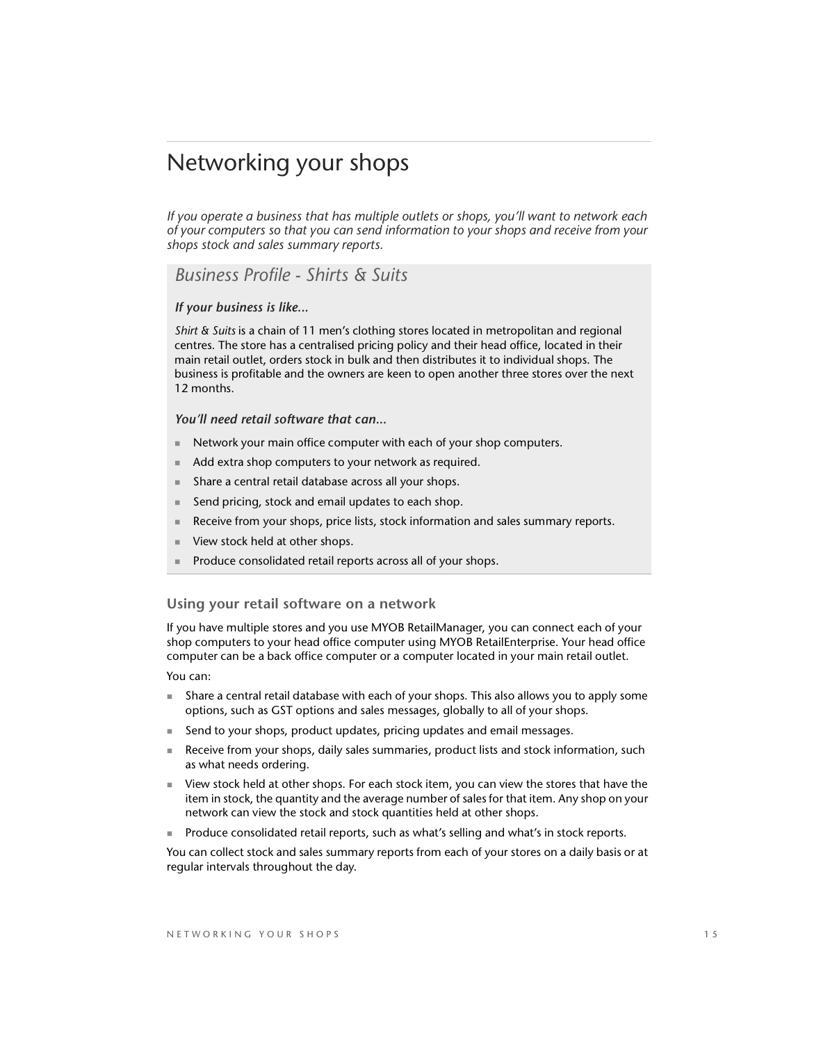# Networking your shops

*If you operate a business that has multiple outlets or shops, you'll want to network each of your computers so that you can send information to your shops and receive from your shops stock and sales summary reports.*

## *Business Profile - Shirts & Suits*

***If your business is like...***

*Shirt & Suits* is a chain of 11 men's clothing stores located in metropolitan and regional centres. The store has a centralised pricing policy and their head office, located in their main retail outlet, orders stock in bulk and then distributes it to individual shops. The business is profitable and the owners are keen to open another three stores over the next 12 months.

***You'll need retail software that can...***

- Network your main office computer with each of your shop computers.
- Add extra shop computers to your network as required.
- Share a central retail database across all your shops.
- Send pricing, stock and email updates to each shop.
- Receive from your shops, price lists, stock information and sales summary reports.
- View stock held at other shops.
- Produce consolidated retail reports across all of your shops.

### Using your retail software on a network

If you have multiple stores and you use MYOB RetailManager, you can connect each of your shop computers to your head office computer using MYOB RetailEnterprise. Your head office computer can be a back office computer or a computer located in your main retail outlet.

You can:

- Share a central retail database with each of your shops. This also allows you to apply some options, such as GST options and sales messages, globally to all of your shops.
- Send to your shops, product updates, pricing updates and email messages.
- Receive from your shops, daily sales summaries, product lists and stock information, such as what needs ordering.
- View stock held at other shops. For each stock item, you can view the stores that have the item in stock, the quantity and the average number of sales for that item. Any shop on your network can view the stock and stock quantities held at other shops.
- Produce consolidated retail reports, such as what's selling and what's in stock reports.

You can collect stock and sales summary reports from each of your stores on a daily basis or at regular intervals throughout the day.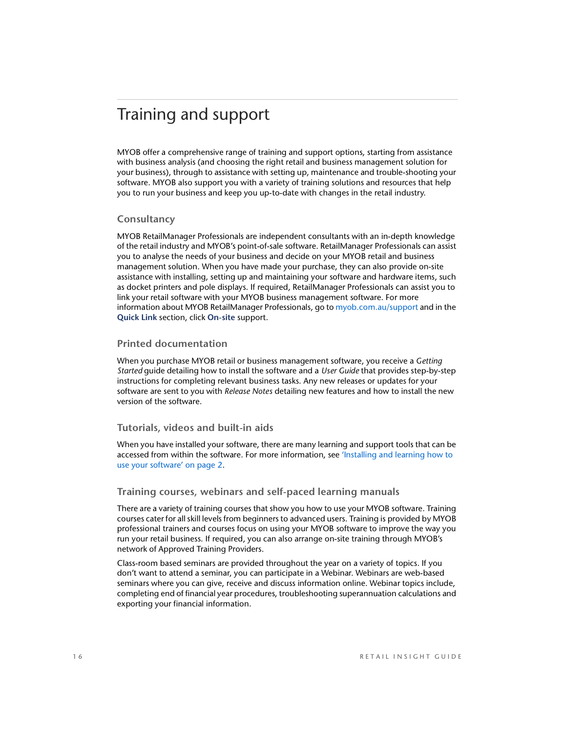# Training and support

MYOB offer a comprehensive range of training and support options, starting from assistance with business analysis (and choosing the right retail and business management solution for your business), through to assistance with setting up, maintenance and trouble-shooting your software. MYOB also support you with a variety of training solutions and resources that help you to run your business and keep you up-to-date with changes in the retail industry.

## Consultancy

MYOB RetailManager Professionals are independent consultants with an in-depth knowledge of the retail industry and MYOB's point-of-sale software. RetailManager Professionals can assist you to analyse the needs of your business and decide on your MYOB retail and business management solution. When you have made your purchase, they can also provide on-site assistance with installing, setting up and maintaining your software and hardware items, such as docket printers and pole displays. If required, RetailManager Professionals can assist you to link your retail software with your MYOB business management software. For more information about MYOB RetailManager Professionals, go to myob.com.au/support and in the **Quick Link** section, click **On-site** support.

## Printed documentation

When you purchase MYOB retail or business management software, you receive a *Getting Started* guide detailing how to install the software and a *User Guide* that provides step-by-step instructions for completing relevant business tasks. Any new releases or updates for your software are sent to you with *Release Notes* detailing new features and how to install the new version of the software.

## Tutorials, videos and built-in aids

When you have installed your software, there are many learning and support tools that can be accessed from within the software. For more information, see 'Installing and learning how to use your software' on page 2.

## Training courses, webinars and self-paced learning manuals

There are a variety of training courses that show you how to use your MYOB software. Training courses cater for all skill levels from beginners to advanced users. Training is provided by MYOB professional trainers and courses focus on using your MYOB software to improve the way you run your retail business. If required, you can also arrange on-site training through MYOB's network of Approved Training Providers.

Class-room based seminars are provided throughout the year on a variety of topics. If you don't want to attend a seminar, you can participate in a Webinar. Webinars are web-based seminars where you can give, receive and discuss information online. Webinar topics include, completing end of financial year procedures, troubleshooting superannuation calculations and exporting your financial information.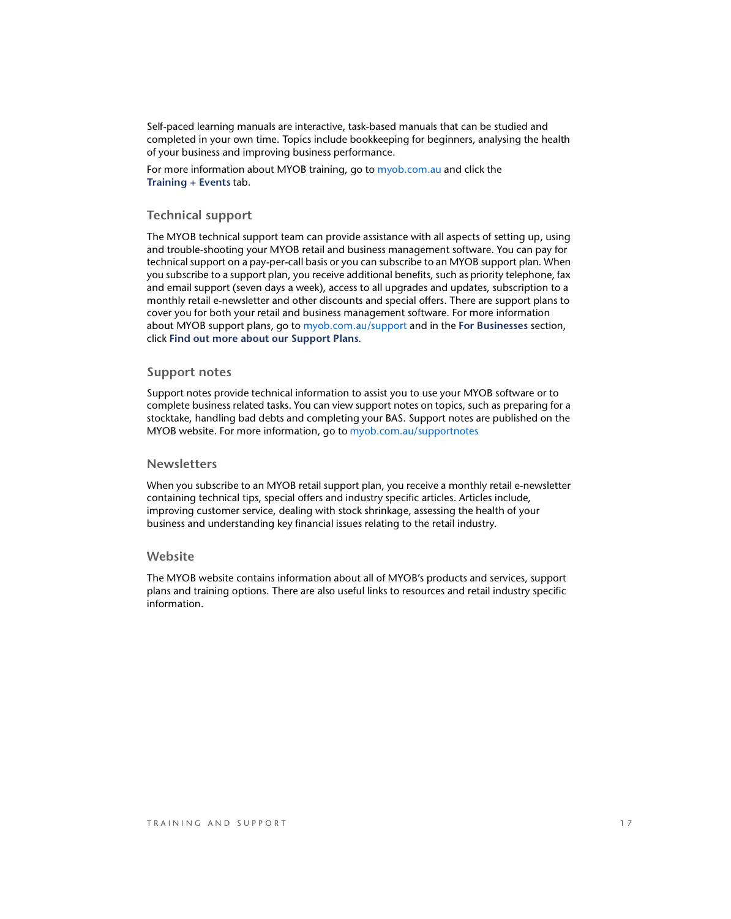Self-paced learning manuals are interactive, task-based manuals that can be studied and completed in your own time. Topics include bookkeeping for beginners, analysing the health of your business and improving business performance.

For more information about MYOB training, go to myob.com.au and click the **Training + Events** tab.

### Technical support

The MYOB technical support team can provide assistance with all aspects of setting up, using and trouble-shooting your MYOB retail and business management software. You can pay for technical support on a pay-per-call basis or you can subscribe to an MYOB support plan. When you subscribe to a support plan, you receive additional benefits, such as priority telephone, fax and email support (seven days a week), access to all upgrades and updates, subscription to a monthly retail e-newsletter and other discounts and special offers. There are support plans to cover you for both your retail and business management software. For more information about MYOB support plans, go to myob.com.au/support and in the **For Businesses** section, click **Find out more about our Support Plans**.

### Support notes

Support notes provide technical information to assist you to use your MYOB software or to complete business related tasks. You can view support notes on topics, such as preparing for a stocktake, handling bad debts and completing your BAS. Support notes are published on the MYOB website. For more information, go to myob.com.au/supportnotes

### Newsletters

When you subscribe to an MYOB retail support plan, you receive a monthly retail e-newsletter containing technical tips, special offers and industry specific articles. Articles include, improving customer service, dealing with stock shrinkage, assessing the health of your business and understanding key financial issues relating to the retail industry.

### Website

The MYOB website contains information about all of MYOB's products and services, support plans and training options. There are also useful links to resources and retail industry specific information.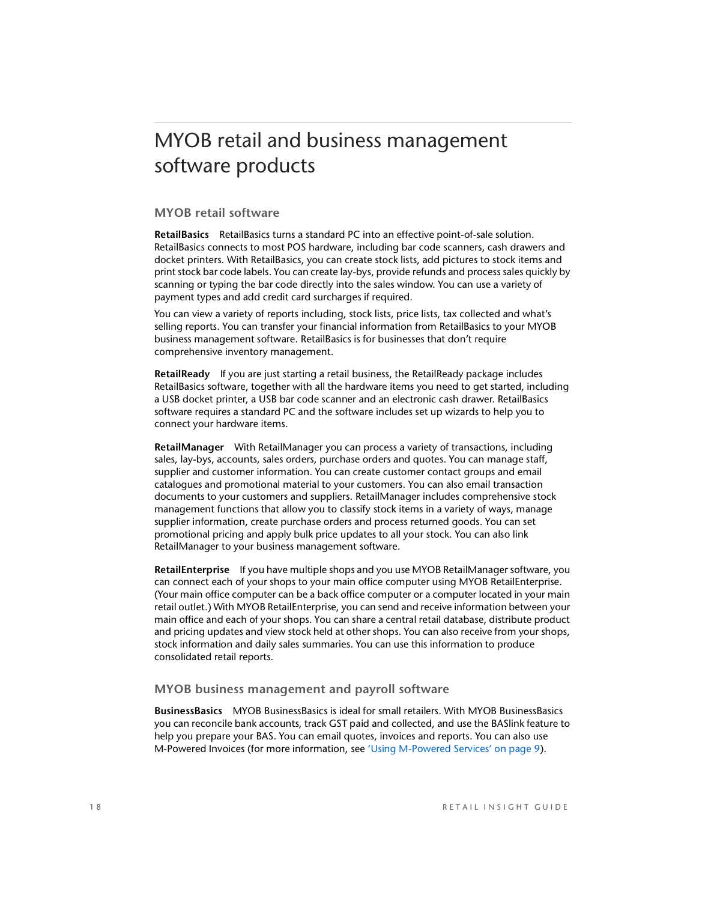# MYOB retail and business management software products

## MYOB retail software

**RetailBasics** RetailBasics turns a standard PC into an effective point-of-sale solution. RetailBasics connects to most POS hardware, including bar code scanners, cash drawers and docket printers. With RetailBasics, you can create stock lists, add pictures to stock items and print stock bar code labels. You can create lay-bys, provide refunds and process sales quickly by scanning or typing the bar code directly into the sales window. You can use a variety of payment types and add credit card surcharges if required.

You can view a variety of reports including, stock lists, price lists, tax collected and what's selling reports. You can transfer your financial information from RetailBasics to your MYOB business management software. RetailBasics is for businesses that don't require comprehensive inventory management.

**RetailReady** If you are just starting a retail business, the RetailReady package includes RetailBasics software, together with all the hardware items you need to get started, including a USB docket printer, a USB bar code scanner and an electronic cash drawer. RetailBasics software requires a standard PC and the software includes set up wizards to help you to connect your hardware items.

**RetailManager** With RetailManager you can process a variety of transactions, including sales, lay-bys, accounts, sales orders, purchase orders and quotes. You can manage staff, supplier and customer information. You can create customer contact groups and email catalogues and promotional material to your customers. You can also email transaction documents to your customers and suppliers. RetailManager includes comprehensive stock management functions that allow you to classify stock items in a variety of ways, manage supplier information, create purchase orders and process returned goods. You can set promotional pricing and apply bulk price updates to all your stock. You can also link RetailManager to your business management software.

**RetailEnterprise** If you have multiple shops and you use MYOB RetailManager software, you can connect each of your shops to your main office computer using MYOB RetailEnterprise. (Your main office computer can be a back office computer or a computer located in your main retail outlet.) With MYOB RetailEnterprise, you can send and receive information between your main office and each of your shops. You can share a central retail database, distribute product and pricing updates and view stock held at other shops. You can also receive from your shops, stock information and daily sales summaries. You can use this information to produce consolidated retail reports.

## MYOB business management and payroll software

**BusinessBasics** MYOB BusinessBasics is ideal for small retailers. With MYOB BusinessBasics you can reconcile bank accounts, track GST paid and collected, and use the BASlink feature to help you prepare your BAS. You can email quotes, invoices and reports. You can also use M-Powered Invoices (for more information, see 'Using M-Powered Services' on page 9).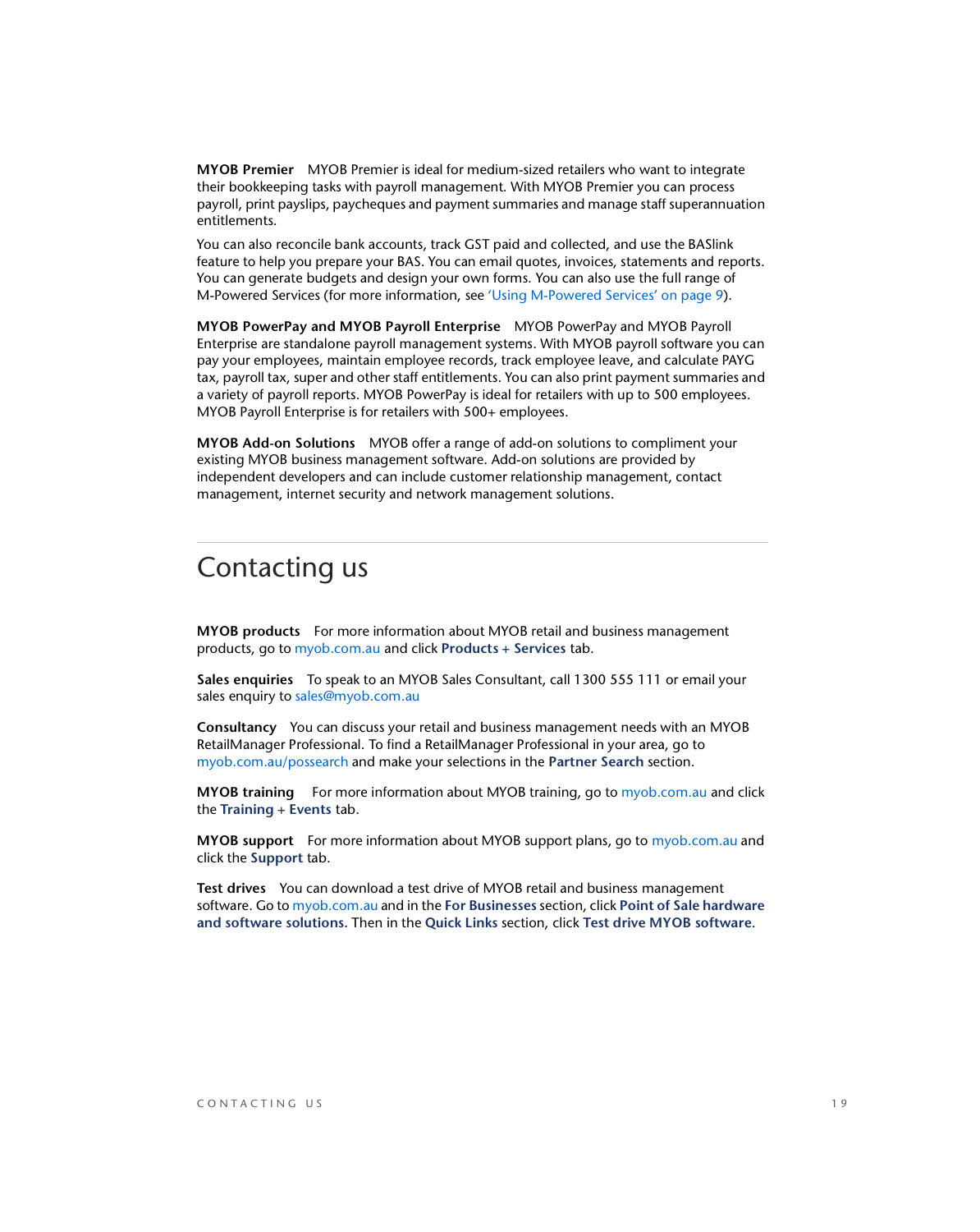**MYOB Premier** MYOB Premier is ideal for medium-sized retailers who want to integrate their bookkeeping tasks with payroll management. With MYOB Premier you can process payroll, print payslips, paycheques and payment summaries and manage staff superannuation entitlements.

You can also reconcile bank accounts, track GST paid and collected, and use the BASlink feature to help you prepare your BAS. You can email quotes, invoices, statements and reports. You can generate budgets and design your own forms. You can also use the full range of M-Powered Services (for more information, see 'Using M-Powered Services' on page 9).

**MYOB PowerPay and MYOB Payroll Enterprise** MYOB PowerPay and MYOB Payroll Enterprise are standalone payroll management systems. With MYOB payroll software you can pay your employees, maintain employee records, track employee leave, and calculate PAYG tax, payroll tax, super and other staff entitlements. You can also print payment summaries and a variety of payroll reports. MYOB PowerPay is ideal for retailers with up to 500 employees. MYOB Payroll Enterprise is for retailers with 500+ employees.

**MYOB Add-on Solutions** MYOB offer a range of add-on solutions to compliment your existing MYOB business management software. Add-on solutions are provided by independent developers and can include customer relationship management, contact management, internet security and network management solutions.

# Contacting us

**MYOB products** For more information about MYOB retail and business management products, go to myob.com.au and click **Products + Services** tab.

**Sales enquiries** To speak to an MYOB Sales Consultant, call 1300 555 111 or email your sales enquiry to sales@myob.com.au

**Consultancy** You can discuss your retail and business management needs with an MYOB RetailManager Professional. To find a RetailManager Professional in your area, go to myob.com.au/possearch and make your selections in the **Partner Search** section.

**MYOB training** For more information about MYOB training, go to myob.com.au and click the **Training + Events** tab.

**MYOB support** For more information about MYOB support plans, go to myob.com.au and click the **Support** tab.

**Test drives** You can download a test drive of MYOB retail and business management software. Go to myob.com.au and in the **For Businesses** section, click **Point of Sale hardware and software solutions**. Then in the **Quick Links** section, click **Test drive MYOB software**.